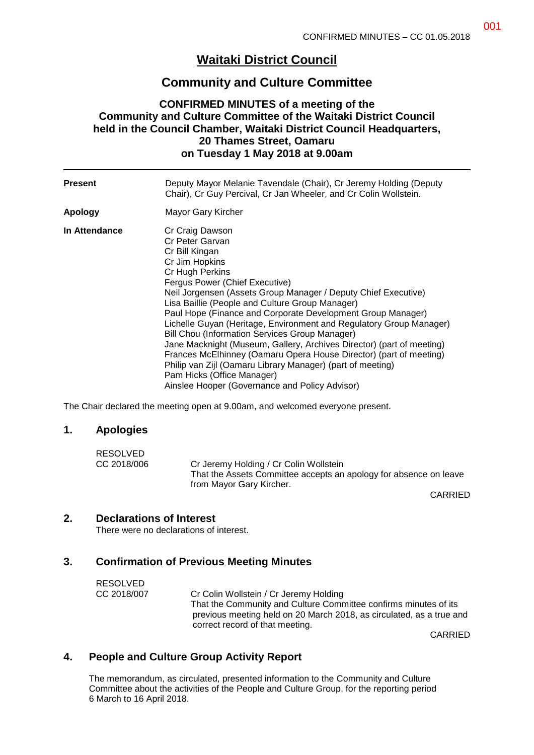# Waitaki District Council

## Community and Culture Committee

### CONFIRMED MINUTES of a meeting of the Community and Culture Committee of the Waitaki District Council held in the Council Chamber, Waitaki District Council Headquarters, 20 Thames Street, Oamaru on Tuesday 1 May 2018 at 9.00am

| | |
|---|---|
| **Present** | Deputy Mayor Melanie Tavendale (Chair), Cr Jeremy Holding (Deputy Chair), Cr Guy Percival, Cr Jan Wheeler, and Cr Colin Wollstein. |
| **Apology** | Mayor Gary Kircher |
| **In Attendance** | Cr Craig Dawson<br>Cr Peter Garvan<br>Cr Bill Kingan<br>Cr Jim Hopkins<br>Cr Hugh Perkins<br>Fergus Power (Chief Executive)<br>Neil Jorgensen (Assets Group Manager / Deputy Chief Executive)<br>Lisa Baillie (People and Culture Group Manager)<br>Paul Hope (Finance and Corporate Development Group Manager)<br>Lichelle Guyan (Heritage, Environment and Regulatory Group Manager)<br>Bill Chou (Information Services Group Manager)<br>Jane Macknight (Museum, Gallery, Archives Director) (part of meeting)<br>Frances McElhinney (Oamaru Opera House Director) (part of meeting)<br>Philip van Zijl (Oamaru Library Manager) (part of meeting)<br>Pam Hicks (Office Manager)<br>Ainslee Hooper (Governance and Policy Advisor) |

The Chair declared the meeting open at 9.00am, and welcomed everyone present.

## 1. Apologies

RESOLVED
CC 2018/006

Cr Jeremy Holding / Cr Colin Wollstein
That the Assets Committee accepts an apology for absence on leave from Mayor Gary Kircher.

CARRIED

## 2. Declarations of Interest

There were no declarations of interest.

## 3. Confirmation of Previous Meeting Minutes

RESOLVED
CC 2018/007

Cr Colin Wollstein / Cr Jeremy Holding
That the Community and Culture Committee confirms minutes of its previous meeting held on 20 March 2018, as circulated, as a true and correct record of that meeting.

CARRIED

## 4. People and Culture Group Activity Report

The memorandum, as circulated, presented information to the Community and Culture Committee about the activities of the People and Culture Group, for the reporting period 6 March to 16 April 2018.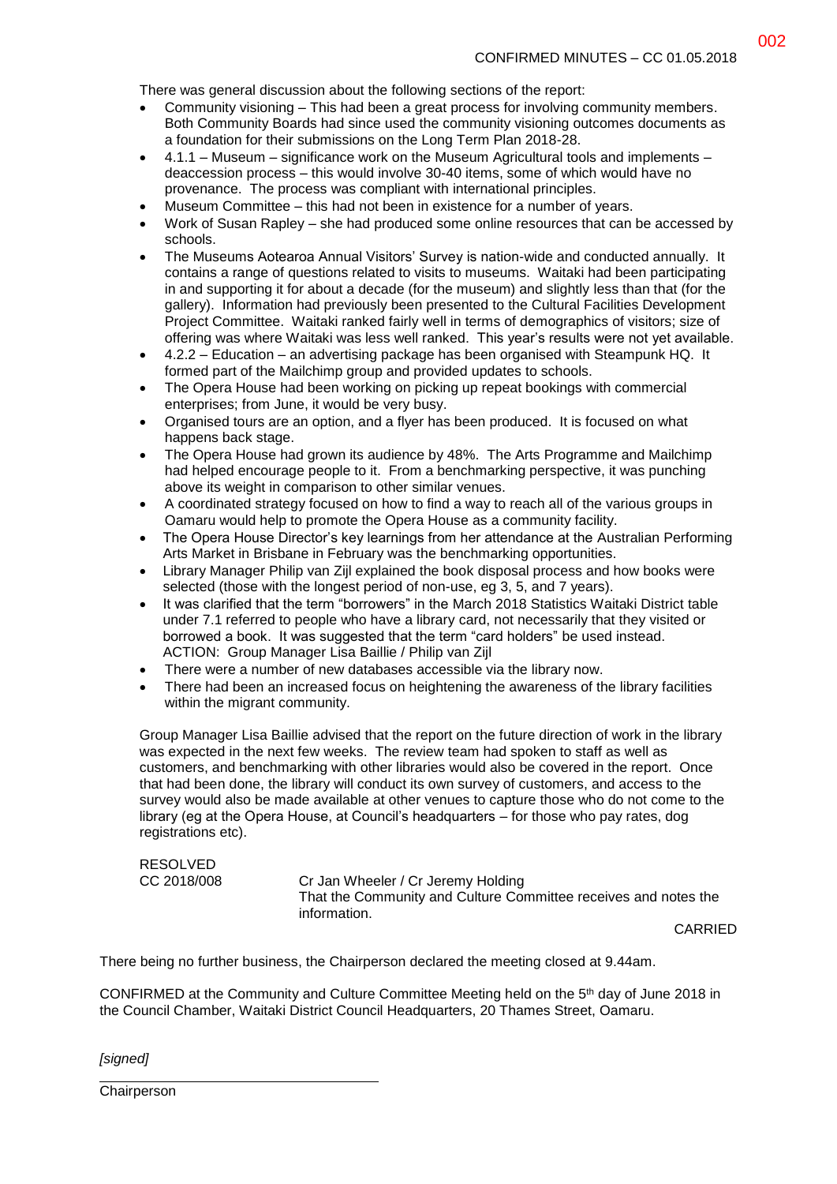There was general discussion about the following sections of the report:

- Community visioning – This had been a great process for involving community members. Both Community Boards had since used the community visioning outcomes documents as a foundation for their submissions on the Long Term Plan 2018-28.
- 4.1.1 – Museum – significance work on the Museum Agricultural tools and implements – deaccession process – this would involve 30-40 items, some of which would have no provenance. The process was compliant with international principles.
- Museum Committee – this had not been in existence for a number of years.
- Work of Susan Rapley – she had produced some online resources that can be accessed by schools.
- The Museums Aotearoa Annual Visitors' Survey is nation-wide and conducted annually. It contains a range of questions related to visits to museums. Waitaki had been participating in and supporting it for about a decade (for the museum) and slightly less than that (for the gallery). Information had previously been presented to the Cultural Facilities Development Project Committee. Waitaki ranked fairly well in terms of demographics of visitors; size of offering was where Waitaki was less well ranked. This year's results were not yet available.
- 4.2.2 – Education – an advertising package has been organised with Steampunk HQ. It formed part of the Mailchimp group and provided updates to schools.
- The Opera House had been working on picking up repeat bookings with commercial enterprises; from June, it would be very busy.
- Organised tours are an option, and a flyer has been produced. It is focused on what happens back stage.
- The Opera House had grown its audience by 48%. The Arts Programme and Mailchimp had helped encourage people to it. From a benchmarking perspective, it was punching above its weight in comparison to other similar venues.
- A coordinated strategy focused on how to find a way to reach all of the various groups in Oamaru would help to promote the Opera House as a community facility.
- The Opera House Director's key learnings from her attendance at the Australian Performing Arts Market in Brisbane in February was the benchmarking opportunities.
- Library Manager Philip van Zijl explained the book disposal process and how books were selected (those with the longest period of non-use, eg 3, 5, and 7 years).
- It was clarified that the term "borrowers" in the March 2018 Statistics Waitaki District table under 7.1 referred to people who have a library card, not necessarily that they visited or borrowed a book. It was suggested that the term "card holders" be used instead.
  ACTION: Group Manager Lisa Baillie / Philip van Zijl
- There were a number of new databases accessible via the library now.
- There had been an increased focus on heightening the awareness of the library facilities within the migrant community.

Group Manager Lisa Baillie advised that the report on the future direction of work in the library was expected in the next few weeks. The review team had spoken to staff as well as customers, and benchmarking with other libraries would also be covered in the report. Once that had been done, the library will conduct its own survey of customers, and access to the survey would also be made available at other venues to capture those who do not come to the library (eg at the Opera House, at Council's headquarters – for those who pay rates, dog registrations etc).

RESOLVED
CC 2018/008 Cr Jan Wheeler / Cr Jeremy Holding
That the Community and Culture Committee receives and notes the information.

CARRIED

There being no further business, the Chairperson declared the meeting closed at 9.44am.

CONFIRMED at the Community and Culture Committee Meeting held on the 5th day of June 2018 in the Council Chamber, Waitaki District Council Headquarters, 20 Thames Street, Oamaru.

*[signed]*

Chairperson